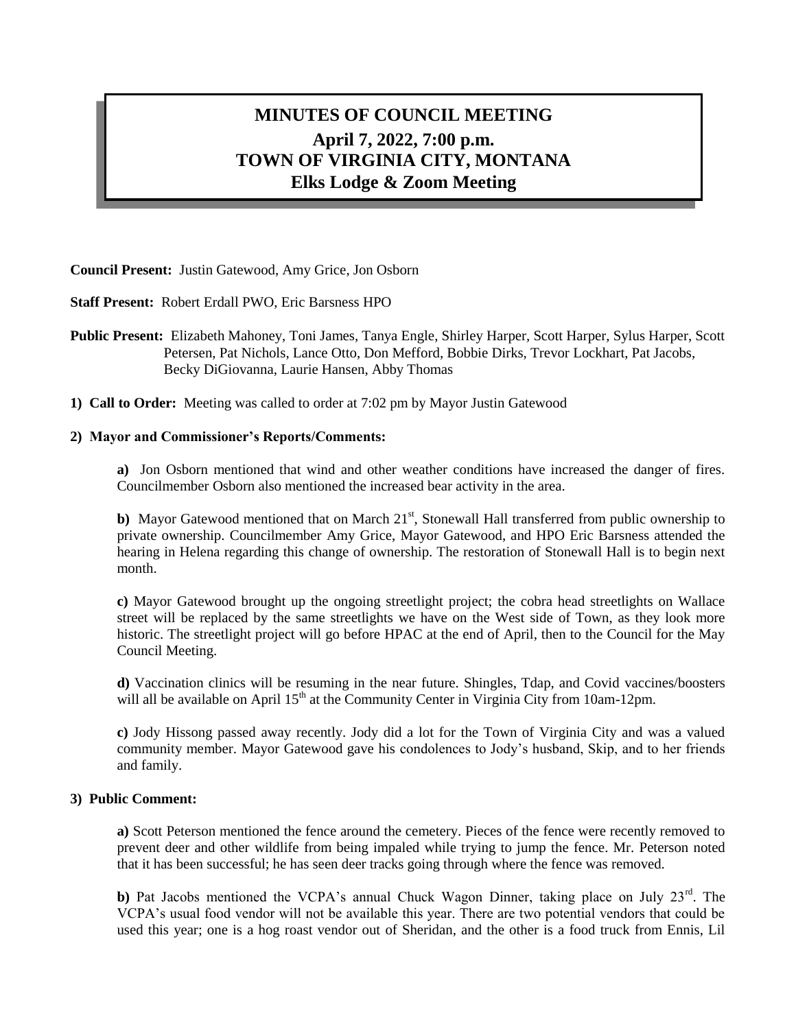# MINUTES OF COUNCIL MEETING
## April 7, 2022, 7:00 p.m.
## TOWN OF VIRGINIA CITY, MONTANA
## Elks Lodge & Zoom Meeting

**Council Present:** Justin Gatewood, Amy Grice, Jon Osborn

**Staff Present:** Robert Erdall PWO, Eric Barsness HPO

**Public Present:** Elizabeth Mahoney, Toni James, Tanya Engle, Shirley Harper, Scott Harper, Sylus Harper, Scott Petersen, Pat Nichols, Lance Otto, Don Mefford, Bobbie Dirks, Trevor Lockhart, Pat Jacobs, Becky DiGiovanna, Laurie Hansen, Abby Thomas

**1) Call to Order:** Meeting was called to order at 7:02 pm by Mayor Justin Gatewood

**2) Mayor and Commissioner's Reports/Comments:**

**a)** Jon Osborn mentioned that wind and other weather conditions have increased the danger of fires. Councilmember Osborn also mentioned the increased bear activity in the area.

**b)** Mayor Gatewood mentioned that on March 21st, Stonewall Hall transferred from public ownership to private ownership. Councilmember Amy Grice, Mayor Gatewood, and HPO Eric Barsness attended the hearing in Helena regarding this change of ownership. The restoration of Stonewall Hall is to begin next month.

**c)** Mayor Gatewood brought up the ongoing streetlight project; the cobra head streetlights on Wallace street will be replaced by the same streetlights we have on the West side of Town, as they look more historic. The streetlight project will go before HPAC at the end of April, then to the Council for the May Council Meeting.

**d)** Vaccination clinics will be resuming in the near future. Shingles, Tdap, and Covid vaccines/boosters will all be available on April 15th at the Community Center in Virginia City from 10am-12pm.

**c)** Jody Hissong passed away recently. Jody did a lot for the Town of Virginia City and was a valued community member. Mayor Gatewood gave his condolences to Jody's husband, Skip, and to her friends and family.

**3) Public Comment:**

**a)** Scott Peterson mentioned the fence around the cemetery. Pieces of the fence were recently removed to prevent deer and other wildlife from being impaled while trying to jump the fence. Mr. Peterson noted that it has been successful; he has seen deer tracks going through where the fence was removed.

**b)** Pat Jacobs mentioned the VCPA's annual Chuck Wagon Dinner, taking place on July 23rd. The VCPA's usual food vendor will not be available this year. There are two potential vendors that could be used this year; one is a hog roast vendor out of Sheridan, and the other is a food truck from Ennis, Lil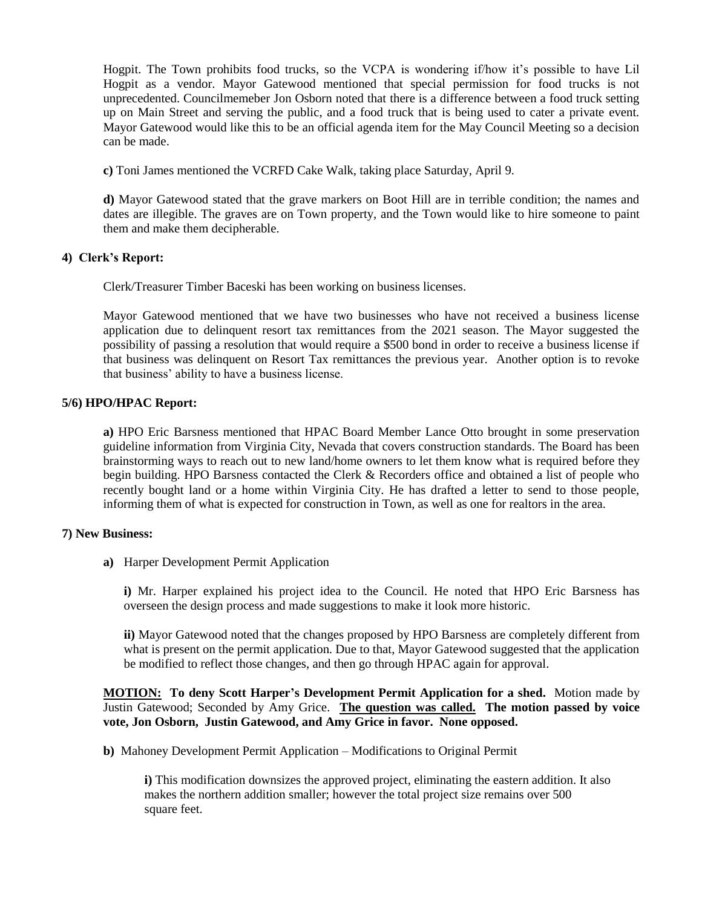Hogpit. The Town prohibits food trucks, so the VCPA is wondering if/how it's possible to have Lil Hogpit as a vendor. Mayor Gatewood mentioned that special permission for food trucks is not unprecedented. Councilmemeber Jon Osborn noted that there is a difference between a food truck setting up on Main Street and serving the public, and a food truck that is being used to cater a private event. Mayor Gatewood would like this to be an official agenda item for the May Council Meeting so a decision can be made.

**c)** Toni James mentioned the VCRFD Cake Walk, taking place Saturday, April 9.

**d)** Mayor Gatewood stated that the grave markers on Boot Hill are in terrible condition; the names and dates are illegible. The graves are on Town property, and the Town would like to hire someone to paint them and make them decipherable.

**4) Clerk's Report:**

Clerk/Treasurer Timber Baceski has been working on business licenses.

Mayor Gatewood mentioned that we have two businesses who have not received a business license application due to delinquent resort tax remittances from the 2021 season. The Mayor suggested the possibility of passing a resolution that would require a $500 bond in order to receive a business license if that business was delinquent on Resort Tax remittances the previous year. Another option is to revoke that business' ability to have a business license.

**5/6) HPO/HPAC Report:**

**a)** HPO Eric Barsness mentioned that HPAC Board Member Lance Otto brought in some preservation guideline information from Virginia City, Nevada that covers construction standards. The Board has been brainstorming ways to reach out to new land/home owners to let them know what is required before they begin building. HPO Barsness contacted the Clerk & Recorders office and obtained a list of people who recently bought land or a home within Virginia City. He has drafted a letter to send to those people, informing them of what is expected for construction in Town, as well as one for realtors in the area.

**7) New Business:**

**a)** Harper Development Permit Application

**i)** Mr. Harper explained his project idea to the Council. He noted that HPO Eric Barsness has overseen the design process and made suggestions to make it look more historic.

**ii)** Mayor Gatewood noted that the changes proposed by HPO Barsness are completely different from what is present on the permit application. Due to that, Mayor Gatewood suggested that the application be modified to reflect those changes, and then go through HPAC again for approval.

**<u>MOTION:</u> To deny Scott Harper's Development Permit Application for a shed.** Motion made by Justin Gatewood; Seconded by Amy Grice. **<u>The question was called.</u> The motion passed by voice vote, Jon Osborn, Justin Gatewood, and Amy Grice in favor. None opposed.**

**b)** Mahoney Development Permit Application – Modifications to Original Permit

**i)** This modification downsizes the approved project, eliminating the eastern addition. It also makes the northern addition smaller; however the total project size remains over 500 square feet.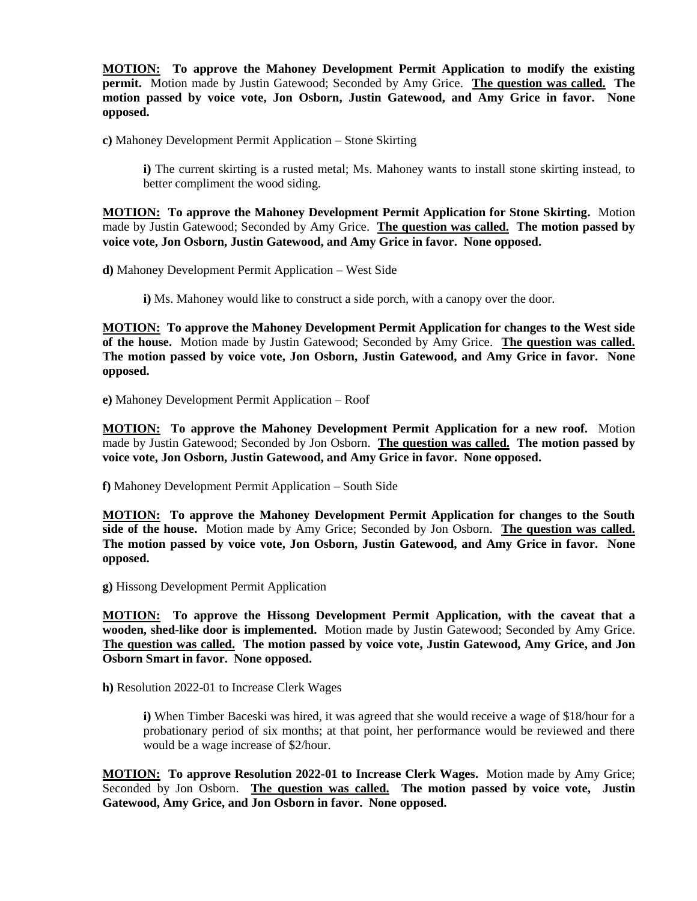**MOTION: To approve the Mahoney Development Permit Application to modify the existing permit.** Motion made by Justin Gatewood; Seconded by Amy Grice. **The question was called. The motion passed by voice vote, Jon Osborn, Justin Gatewood, and Amy Grice in favor. None opposed.**

**c)** Mahoney Development Permit Application – Stone Skirting

> **i)** The current skirting is a rusted metal; Ms. Mahoney wants to install stone skirting instead, to better compliment the wood siding.

**MOTION: To approve the Mahoney Development Permit Application for Stone Skirting.** Motion made by Justin Gatewood; Seconded by Amy Grice. **The question was called. The motion passed by voice vote, Jon Osborn, Justin Gatewood, and Amy Grice in favor. None opposed.**

**d)** Mahoney Development Permit Application – West Side

> **i)** Ms. Mahoney would like to construct a side porch, with a canopy over the door.

**MOTION: To approve the Mahoney Development Permit Application for changes to the West side of the house.** Motion made by Justin Gatewood; Seconded by Amy Grice. **The question was called. The motion passed by voice vote, Jon Osborn, Justin Gatewood, and Amy Grice in favor. None opposed.**

**e)** Mahoney Development Permit Application – Roof

**MOTION: To approve the Mahoney Development Permit Application for a new roof.** Motion made by Justin Gatewood; Seconded by Jon Osborn. **The question was called. The motion passed by voice vote, Jon Osborn, Justin Gatewood, and Amy Grice in favor. None opposed.**

**f)** Mahoney Development Permit Application – South Side

**MOTION: To approve the Mahoney Development Permit Application for changes to the South side of the house.** Motion made by Amy Grice; Seconded by Jon Osborn. **The question was called. The motion passed by voice vote, Jon Osborn, Justin Gatewood, and Amy Grice in favor. None opposed.**

**g)** Hissong Development Permit Application

**MOTION: To approve the Hissong Development Permit Application, with the caveat that a wooden, shed-like door is implemented.** Motion made by Justin Gatewood; Seconded by Amy Grice. **The question was called. The motion passed by voice vote, Justin Gatewood, Amy Grice, and Jon Osborn Smart in favor. None opposed.**

**h)** Resolution 2022-01 to Increase Clerk Wages

> **i)** When Timber Baceski was hired, it was agreed that she would receive a wage of $18/hour for a probationary period of six months; at that point, her performance would be reviewed and there would be a wage increase of $2/hour.

**MOTION: To approve Resolution 2022-01 to Increase Clerk Wages.** Motion made by Amy Grice; Seconded by Jon Osborn. **The question was called. The motion passed by voice vote, Justin Gatewood, Amy Grice, and Jon Osborn in favor. None opposed.**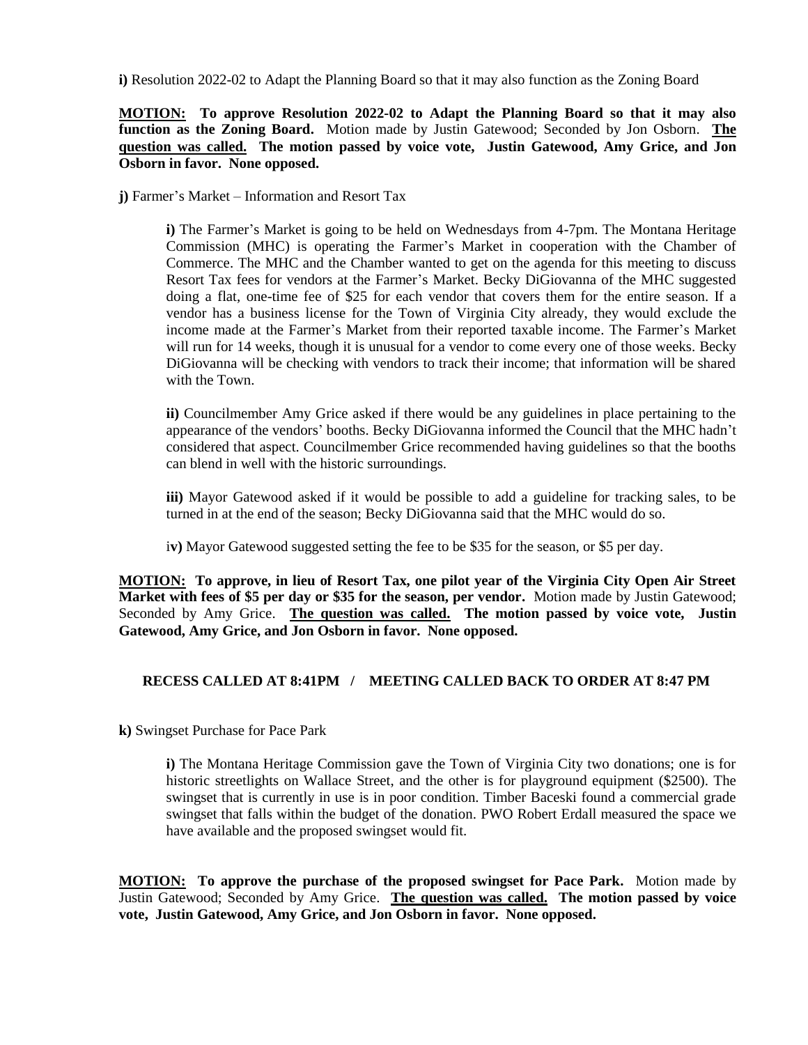**i)** Resolution 2022-02 to Adapt the Planning Board so that it may also function as the Zoning Board

**<u>MOTION:</u> To approve Resolution 2022-02 to Adapt the Planning Board so that it may also function as the Zoning Board.** Motion made by Justin Gatewood; Seconded by Jon Osborn. **<u>The question was called.</u> The motion passed by voice vote, Justin Gatewood, Amy Grice, and Jon Osborn in favor. None opposed.**

**j)** Farmer's Market – Information and Resort Tax

> **i)** The Farmer's Market is going to be held on Wednesdays from 4-7pm. The Montana Heritage Commission (MHC) is operating the Farmer's Market in cooperation with the Chamber of Commerce. The MHC and the Chamber wanted to get on the agenda for this meeting to discuss Resort Tax fees for vendors at the Farmer's Market. Becky DiGiovanna of the MHC suggested doing a flat, one-time fee of $25 for each vendor that covers them for the entire season. If a vendor has a business license for the Town of Virginia City already, they would exclude the income made at the Farmer's Market from their reported taxable income. The Farmer's Market will run for 14 weeks, though it is unusual for a vendor to come every one of those weeks. Becky DiGiovanna will be checking with vendors to track their income; that information will be shared with the Town.
>
> **ii)** Councilmember Amy Grice asked if there would be any guidelines in place pertaining to the appearance of the vendors' booths. Becky DiGiovanna informed the Council that the MHC hadn't considered that aspect. Councilmember Grice recommended having guidelines so that the booths can blend in well with the historic surroundings.
>
> **iii)** Mayor Gatewood asked if it would be possible to add a guideline for tracking sales, to be turned in at the end of the season; Becky DiGiovanna said that the MHC would do so.
>
> **iv)** Mayor Gatewood suggested setting the fee to be $35 for the season, or $5 per day.

**<u>MOTION:</u> To approve, in lieu of Resort Tax, one pilot year of the Virginia City Open Air Street Market with fees of $5 per day or $35 for the season, per vendor.** Motion made by Justin Gatewood; Seconded by Amy Grice. **<u>The question was called.</u> The motion passed by voice vote, Justin Gatewood, Amy Grice, and Jon Osborn in favor. None opposed.**

**RECESS CALLED AT 8:41PM / MEETING CALLED BACK TO ORDER AT 8:47 PM**

**k)** Swingset Purchase for Pace Park

> **i)** The Montana Heritage Commission gave the Town of Virginia City two donations; one is for historic streetlights on Wallace Street, and the other is for playground equipment ($2500). The swingset that is currently in use is in poor condition. Timber Baceski found a commercial grade swingset that falls within the budget of the donation. PWO Robert Erdall measured the space we have available and the proposed swingset would fit.

**<u>MOTION:</u> To approve the purchase of the proposed swingset for Pace Park.** Motion made by Justin Gatewood; Seconded by Amy Grice. **<u>The question was called.</u> The motion passed by voice vote, Justin Gatewood, Amy Grice, and Jon Osborn in favor. None opposed.**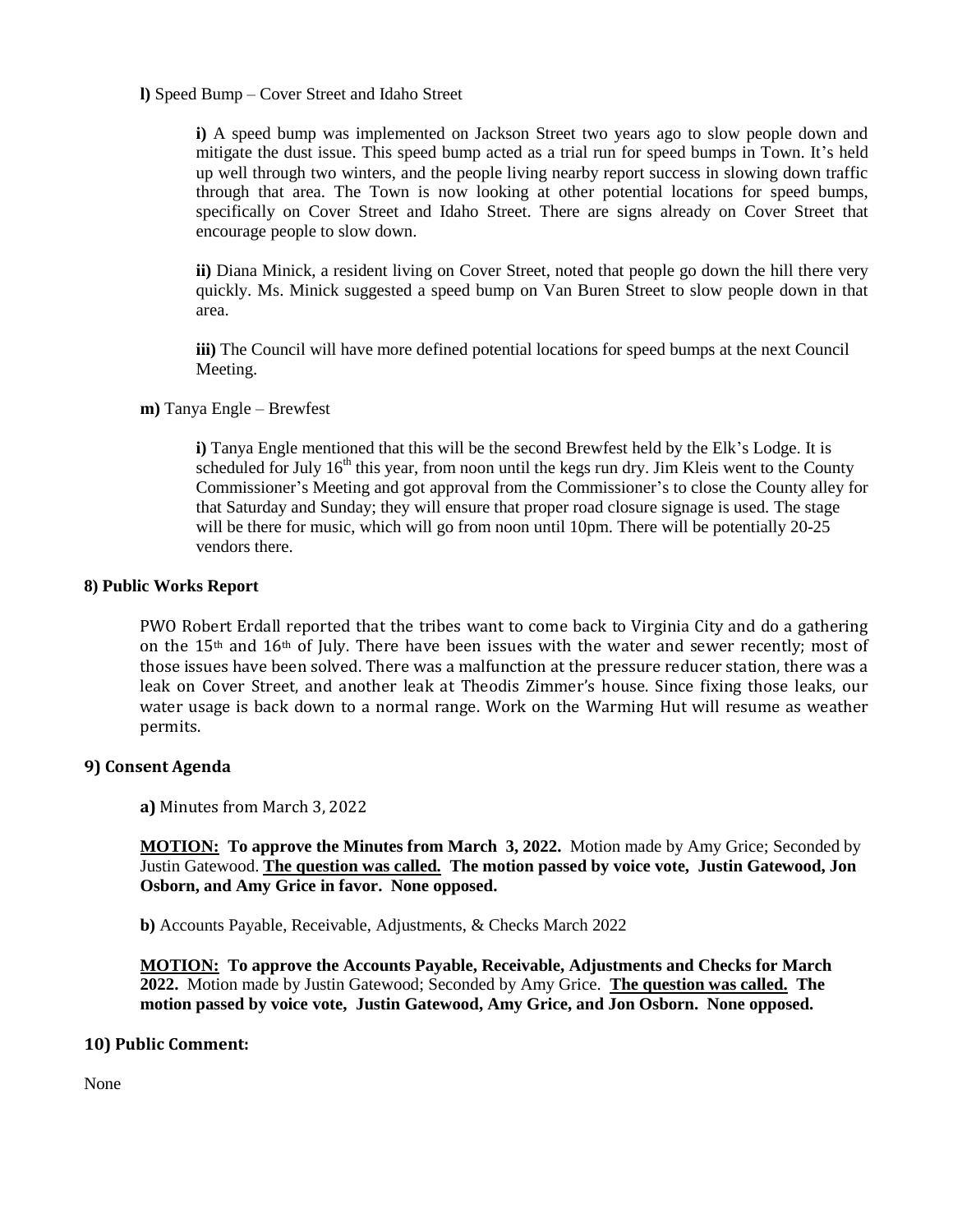**l)** Speed Bump – Cover Street and Idaho Street

**i)** A speed bump was implemented on Jackson Street two years ago to slow people down and mitigate the dust issue. This speed bump acted as a trial run for speed bumps in Town. It's held up well through two winters, and the people living nearby report success in slowing down traffic through that area. The Town is now looking at other potential locations for speed bumps, specifically on Cover Street and Idaho Street. There are signs already on Cover Street that encourage people to slow down.

**ii)** Diana Minick, a resident living on Cover Street, noted that people go down the hill there very quickly. Ms. Minick suggested a speed bump on Van Buren Street to slow people down in that area.

**iii)** The Council will have more defined potential locations for speed bumps at the next Council Meeting.

**m)** Tanya Engle – Brewfest

**i)** Tanya Engle mentioned that this will be the second Brewfest held by the Elk's Lodge. It is scheduled for July 16th this year, from noon until the kegs run dry. Jim Kleis went to the County Commissioner's Meeting and got approval from the Commissioner's to close the County alley for that Saturday and Sunday; they will ensure that proper road closure signage is used. The stage will be there for music, which will go from noon until 10pm. There will be potentially 20-25 vendors there.

## 8) Public Works Report

PWO Robert Erdall reported that the tribes want to come back to Virginia City and do a gathering on the 15th and 16th of July. There have been issues with the water and sewer recently; most of those issues have been solved. There was a malfunction at the pressure reducer station, there was a leak on Cover Street, and another leak at Theodis Zimmer's house. Since fixing those leaks, our water usage is back down to a normal range. Work on the Warming Hut will resume as weather permits.

## 9) Consent Agenda

**a)** Minutes from March 3, 2022

**MOTION: To approve the Minutes from March 3, 2022.** Motion made by Amy Grice; Seconded by Justin Gatewood. **The question was called. The motion passed by voice vote, Justin Gatewood, Jon Osborn, and Amy Grice in favor. None opposed.**

**b)** Accounts Payable, Receivable, Adjustments, & Checks March 2022

**MOTION: To approve the Accounts Payable, Receivable, Adjustments and Checks for March 2022.** Motion made by Justin Gatewood; Seconded by Amy Grice. **The question was called. The motion passed by voice vote, Justin Gatewood, Amy Grice, and Jon Osborn. None opposed.**

## 10) Public Comment:

None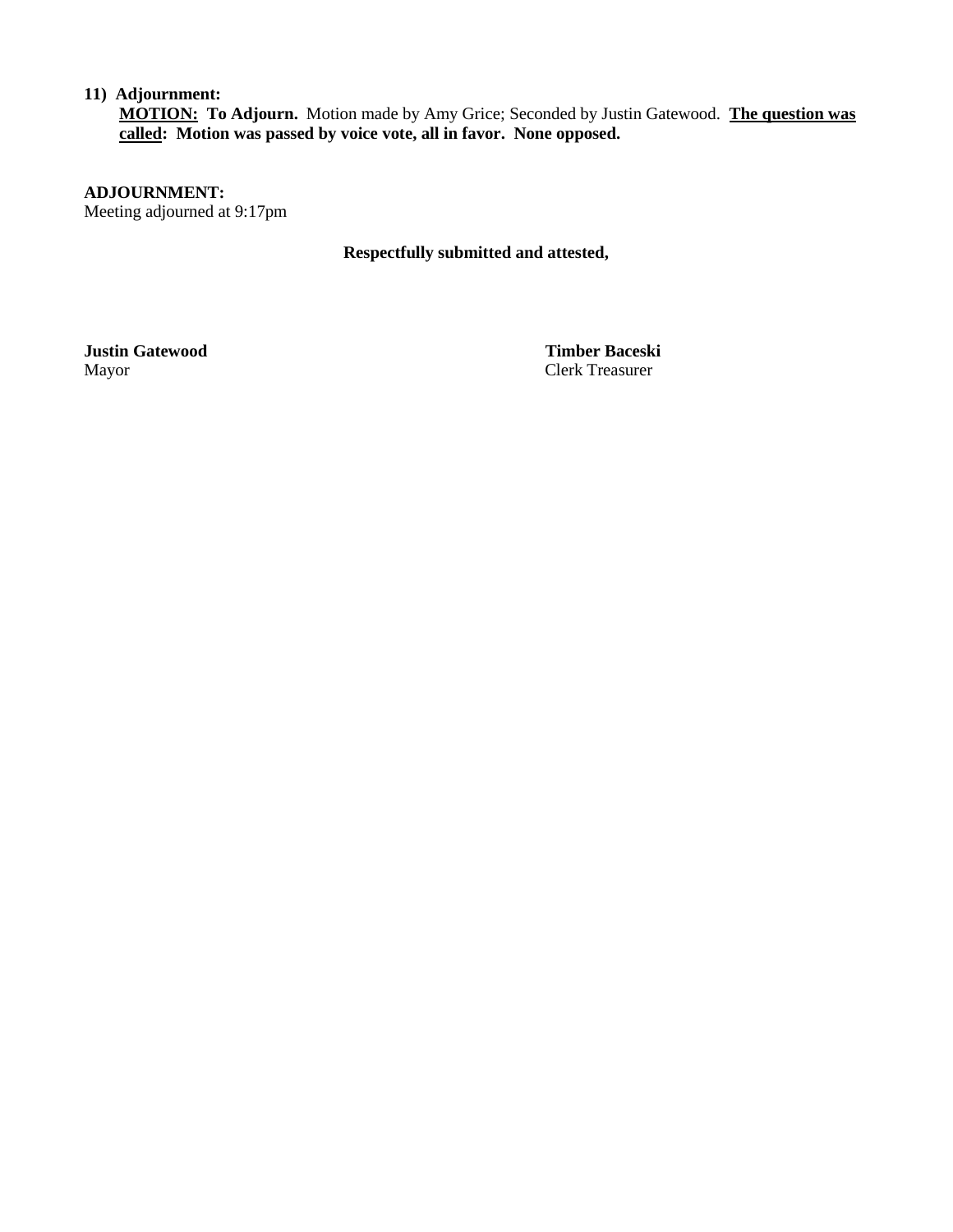**11) Adjournment:**

**MOTION: To Adjourn.** Motion made by Amy Grice; Seconded by Justin Gatewood. **The question was called: Motion was passed by voice vote, all in favor. None opposed.**

**ADJOURNMENT:**
Meeting adjourned at 9:17pm

**Respectfully submitted and attested,**

**Justin Gatewood**
Mayor

**Timber Baceski**
Clerk Treasurer